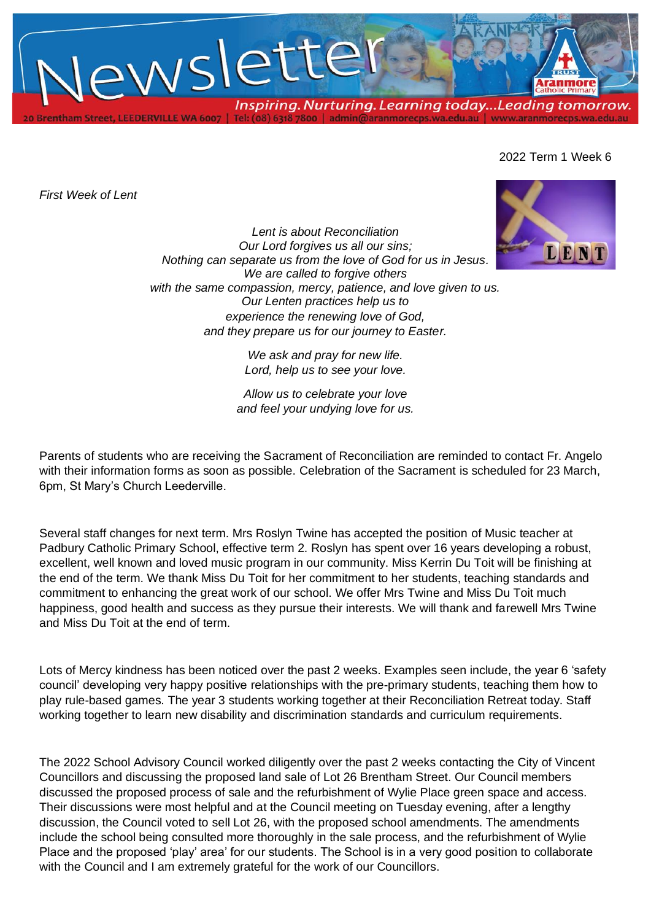# Newsletter

*Inspiring. Nurturing. Learning today...Leading tomorrow.*

20 Brentham Street, LEEDERVILLE WA 6007 | Tel: (08) 6318 7800 | admin@aranmorecps.wa.edu.au | www.aranmorecps.wa.edu.au

2022 Term 1 Week 6

*First Week of Lent*

*Lent is about Reconciliation*
*Our Lord forgives us all our sins;*
*Nothing can separate us from the love of God for us in Jesus.*
*We are called to forgive others*
*with the same compassion, mercy, patience, and love given to us.*
*Our Lenten practices help us to*
*experience the renewing love of God,*
*and they prepare us for our journey to Easter.*

*We ask and pray for new life.*
*Lord, help us to see your love.*

*Allow us to celebrate your love*
*and feel your undying love for us.*

Parents of students who are receiving the Sacrament of Reconciliation are reminded to contact Fr. Angelo with their information forms as soon as possible. Celebration of the Sacrament is scheduled for 23 March, 6pm, St Mary's Church Leederville.

Several staff changes for next term. Mrs Roslyn Twine has accepted the position of Music teacher at Padbury Catholic Primary School, effective term 2. Roslyn has spent over 16 years developing a robust, excellent, well known and loved music program in our community. Miss Kerrin Du Toit will be finishing at the end of the term. We thank Miss Du Toit for her commitment to her students, teaching standards and commitment to enhancing the great work of our school. We offer Mrs Twine and Miss Du Toit much happiness, good health and success as they pursue their interests. We will thank and farewell Mrs Twine and Miss Du Toit at the end of term.

Lots of Mercy kindness has been noticed over the past 2 weeks. Examples seen include, the year 6 'safety council' developing very happy positive relationships with the pre-primary students, teaching them how to play rule-based games. The year 3 students working together at their Reconciliation Retreat today. Staff working together to learn new disability and discrimination standards and curriculum requirements.

The 2022 School Advisory Council worked diligently over the past 2 weeks contacting the City of Vincent Councillors and discussing the proposed land sale of Lot 26 Brentham Street. Our Council members discussed the proposed process of sale and the refurbishment of Wylie Place green space and access. Their discussions were most helpful and at the Council meeting on Tuesday evening, after a lengthy discussion, the Council voted to sell Lot 26, with the proposed school amendments. The amendments include the school being consulted more thoroughly in the sale process, and the refurbishment of Wylie Place and the proposed 'play' area' for our students. The School is in a very good position to collaborate with the Council and I am extremely grateful for the work of our Councillors.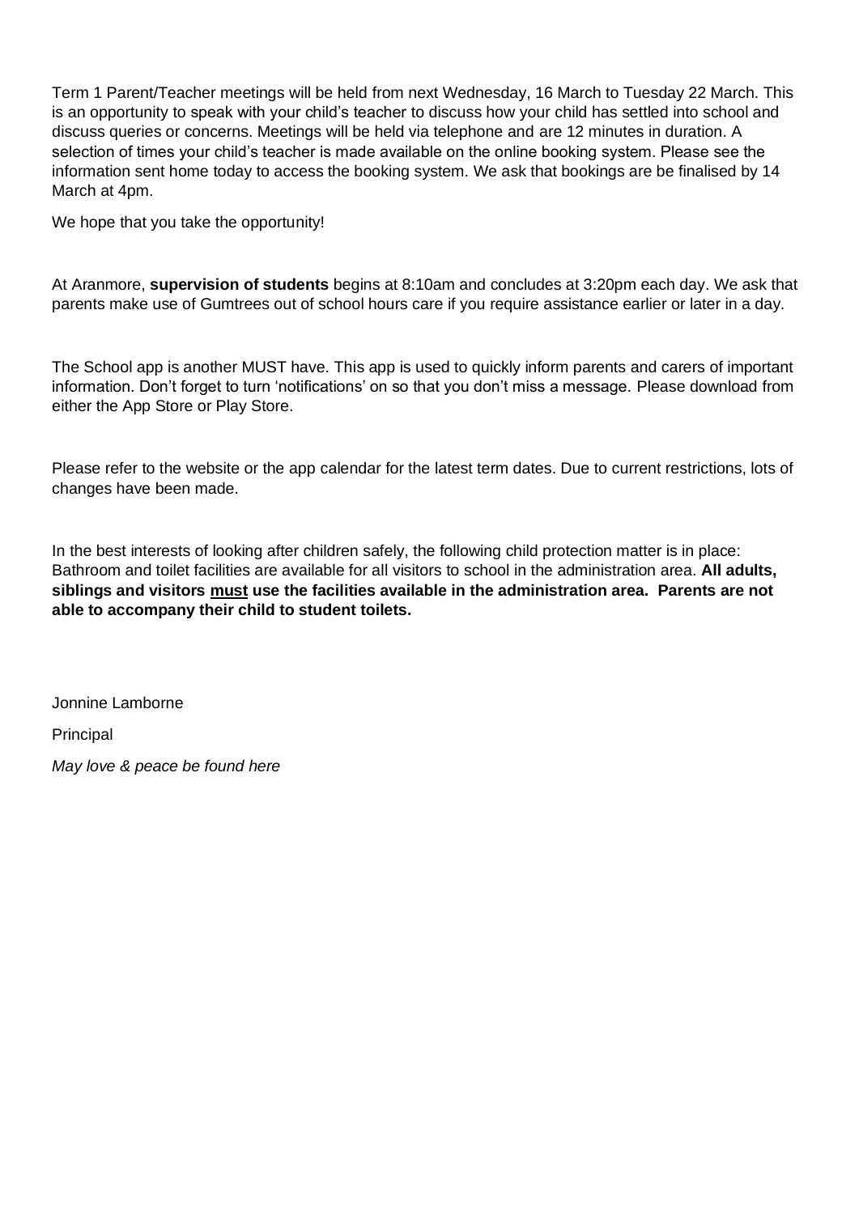Term 1 Parent/Teacher meetings will be held from next Wednesday, 16 March to Tuesday 22 March. This is an opportunity to speak with your child's teacher to discuss how your child has settled into school and discuss queries or concerns. Meetings will be held via telephone and are 12 minutes in duration. A selection of times your child's teacher is made available on the online booking system. Please see the information sent home today to access the booking system. We ask that bookings are be finalised by 14 March at 4pm.

We hope that you take the opportunity!

At Aranmore, **supervision of students** begins at 8:10am and concludes at 3:20pm each day. We ask that parents make use of Gumtrees out of school hours care if you require assistance earlier or later in a day.

The School app is another MUST have. This app is used to quickly inform parents and carers of important information. Don't forget to turn 'notifications' on so that you don't miss a message. Please download from either the App Store or Play Store.

Please refer to the website or the app calendar for the latest term dates. Due to current restrictions, lots of changes have been made.

In the best interests of looking after children safely, the following child protection matter is in place: Bathroom and toilet facilities are available for all visitors to school in the administration area. **All adults, siblings and visitors <u>must</u> use the facilities available in the administration area. Parents are not able to accompany their child to student toilets.**

Jonnine Lamborne

Principal

*May love & peace be found here*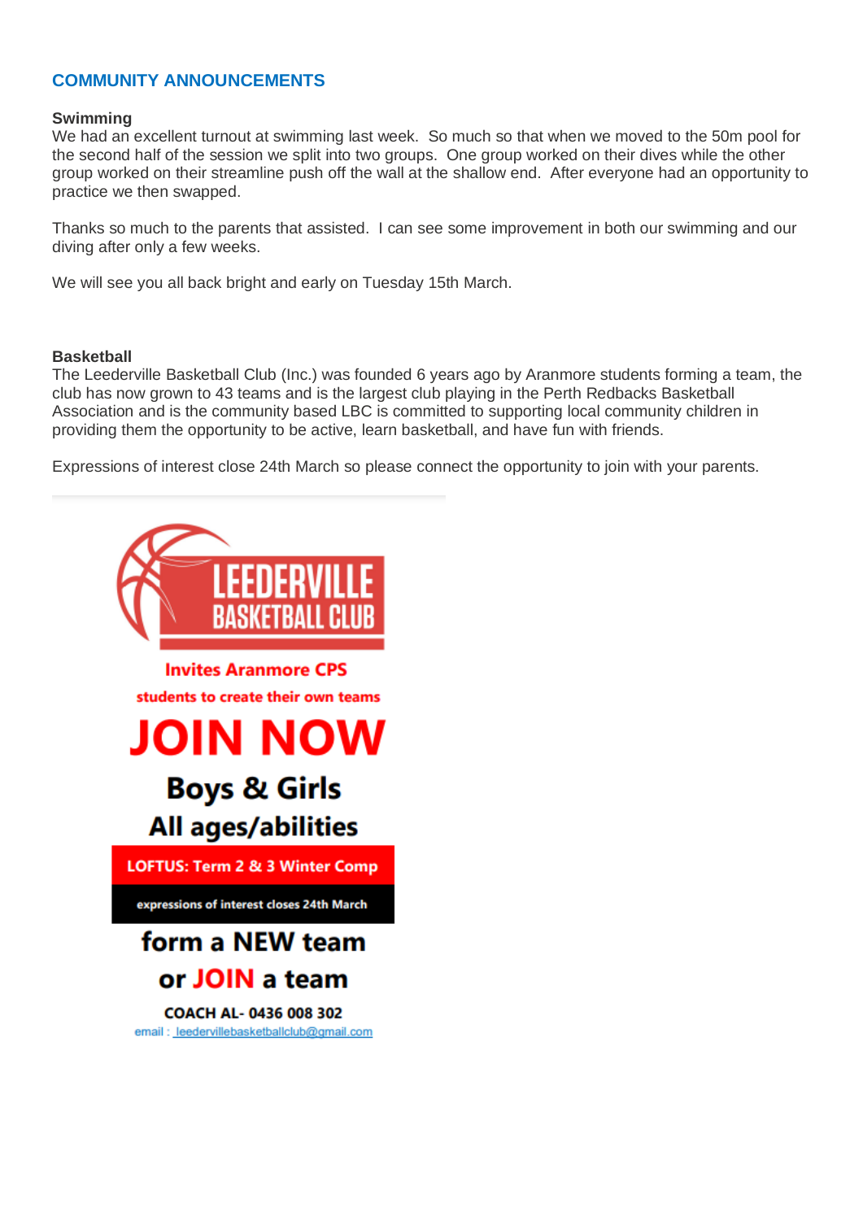## COMMUNITY ANNOUNCEMENTS

**Swimming**

We had an excellent turnout at swimming last week. So much so that when we moved to the 50m pool for the second half of the session we split into two groups. One group worked on their dives while the other group worked on their streamline push off the wall at the shallow end. After everyone had an opportunity to practice we then swapped.

Thanks so much to the parents that assisted. I can see some improvement in both our swimming and our diving after only a few weeks.

We will see you all back bright and early on Tuesday 15th March.

**Basketball**

The Leederville Basketball Club (Inc.) was founded 6 years ago by Aranmore students forming a team, the club has now grown to 43 teams and is the largest club playing in the Perth Redbacks Basketball Association and is the community based LBC is committed to supporting local community children in providing them the opportunity to be active, learn basketball, and have fun with friends.

Expressions of interest close 24th March so please connect the opportunity to join with your parents.

**LEEDERVILLE BASKETBALL CLUB**

Invites Aranmore CPS students to create their own teams

# JOIN NOW

**Boys & Girls**

**All ages/abilities**

**LOFTUS: Term 2 & 3 Winter Comp**

expressions of interest closes 24th March

**form a NEW team**

**or JOIN a team**

**COACH AL- 0436 008 302**

email : leedervillebasketballclub@gmail.com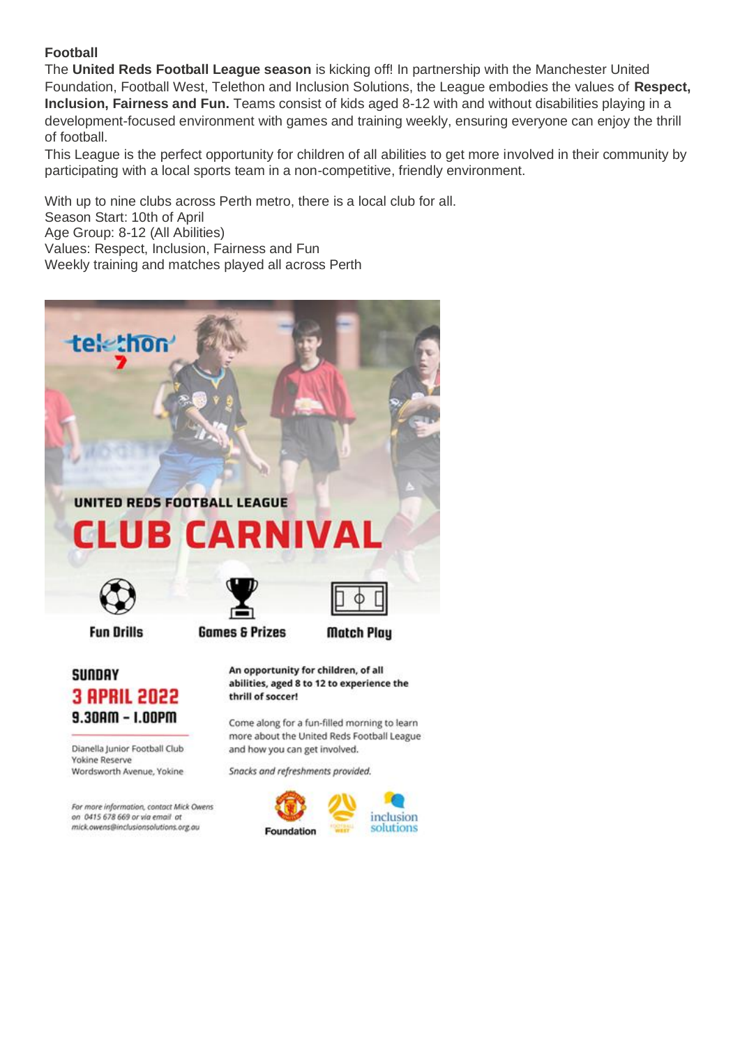**Football**

The **United Reds Football League season** is kicking off! In partnership with the Manchester United Foundation, Football West, Telethon and Inclusion Solutions, the League embodies the values of **Respect, Inclusion, Fairness and Fun.** Teams consist of kids aged 8-12 with and without disabilities playing in a development-focused environment with games and training weekly, ensuring everyone can enjoy the thrill of football.

This League is the perfect opportunity for children of all abilities to get more involved in their community by participating with a local sports team in a non-competitive, friendly environment.

With up to nine clubs across Perth metro, there is a local club for all.
Season Start: 10th of April
Age Group: 8-12 (All Abilities)
Values: Respect, Inclusion, Fairness and Fun
Weekly training and matches played all across Perth

telethon 7

UNITED REDS FOOTBALL LEAGUE

**CLUB CARNIVAL**

Fun Drills

Games & Prizes

Match Play

**SUNDAY**
**3 APRIL 2022**
**9.30AM - 1.00PM**

Dianella Junior Football Club
Yokine Reserve
Wordsworth Avenue, Yokine

*For more information, contact Mick Owens on 0415 678 669 or via email at mick.owens@inclusionsolutions.org.au*

**An opportunity for children, of all abilities, aged 8 to 12 to experience the thrill of soccer!**

Come along for a fun-filled morning to learn more about the United Reds Football League and how you can get involved.

*Snacks and refreshments provided.*

Foundation

inclusion solutions